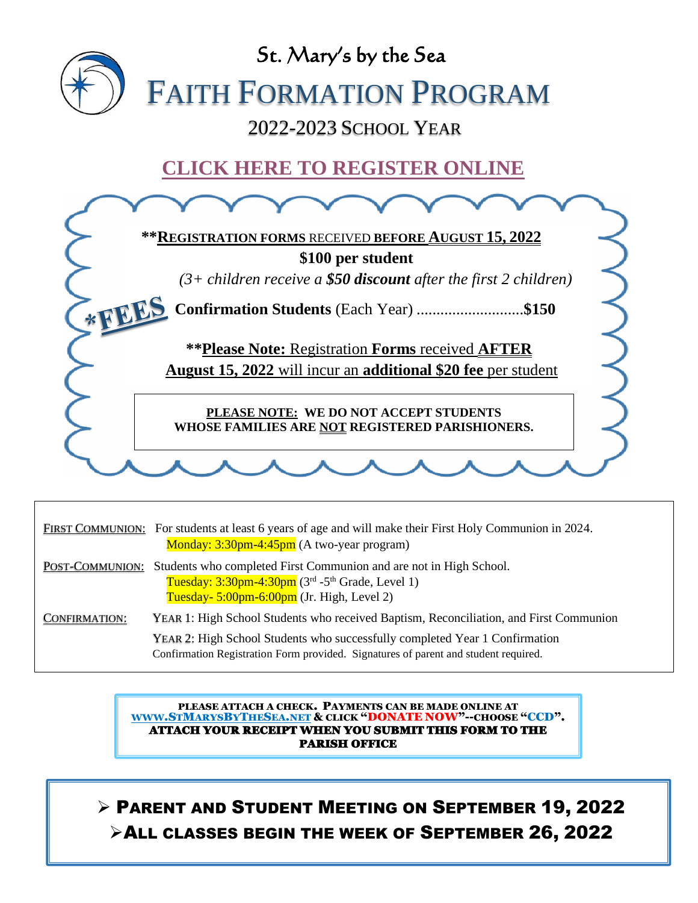# St. Mary's by the Sea

# FAITH FORMATION PROGRAM

## 2022-2023 SCHOOL YEAR

**CLICK HERE TO REGISTER ONLINE**

*FEES

****REGISTRATION FORMS** RECEIVED **BEFORE AUGUST 15, 2022****

**$100 per student**

*(3+ children receive a **$50 discount** after the first 2 children)*

**Confirmation Students** (Each Year) ...........................**$150**

****Please Note:** Registration **Forms** received **AFTER August 15, 2022** will incur an **additional $20 fee** per student**

**PLEASE NOTE: WE DO NOT ACCEPT STUDENTS WHOSE FAMILIES ARE NOT REGISTERED PARISHIONERS.**

| | |
|---|---|
| FIRST COMMUNION: | For students at least 6 years of age and will make their First Holy Communion in 2024. Monday: 3:30pm-4:45pm (A two-year program) |
| POST-COMMUNION: | Students who completed First Communion and are not in High School. Tuesday: 3:30pm-4:30pm (3rd -5th Grade, Level 1) Tuesday- 5:00pm-6:00pm (Jr. High, Level 2) |
| CONFIRMATION: | YEAR 1: High School Students who received Baptism, Reconciliation, and First Communion<br>YEAR 2: High School Students who successfully completed Year 1 Confirmation<br>Confirmation Registration Form provided. Signatures of parent and student required. |

**PLEASE ATTACH A CHECK. PAYMENTS CAN BE MADE ONLINE AT WWW.STMARYSBYTHESEA.NET & CLICK "DONATE NOW"--CHOOSE "CCD". ATTACH YOUR RECEIPT WHEN YOU SUBMIT THIS FORM TO THE PARISH OFFICE**

- **PARENT AND STUDENT MEETING ON SEPTEMBER 19, 2022**
- **ALL CLASSES BEGIN THE WEEK OF SEPTEMBER 26, 2022**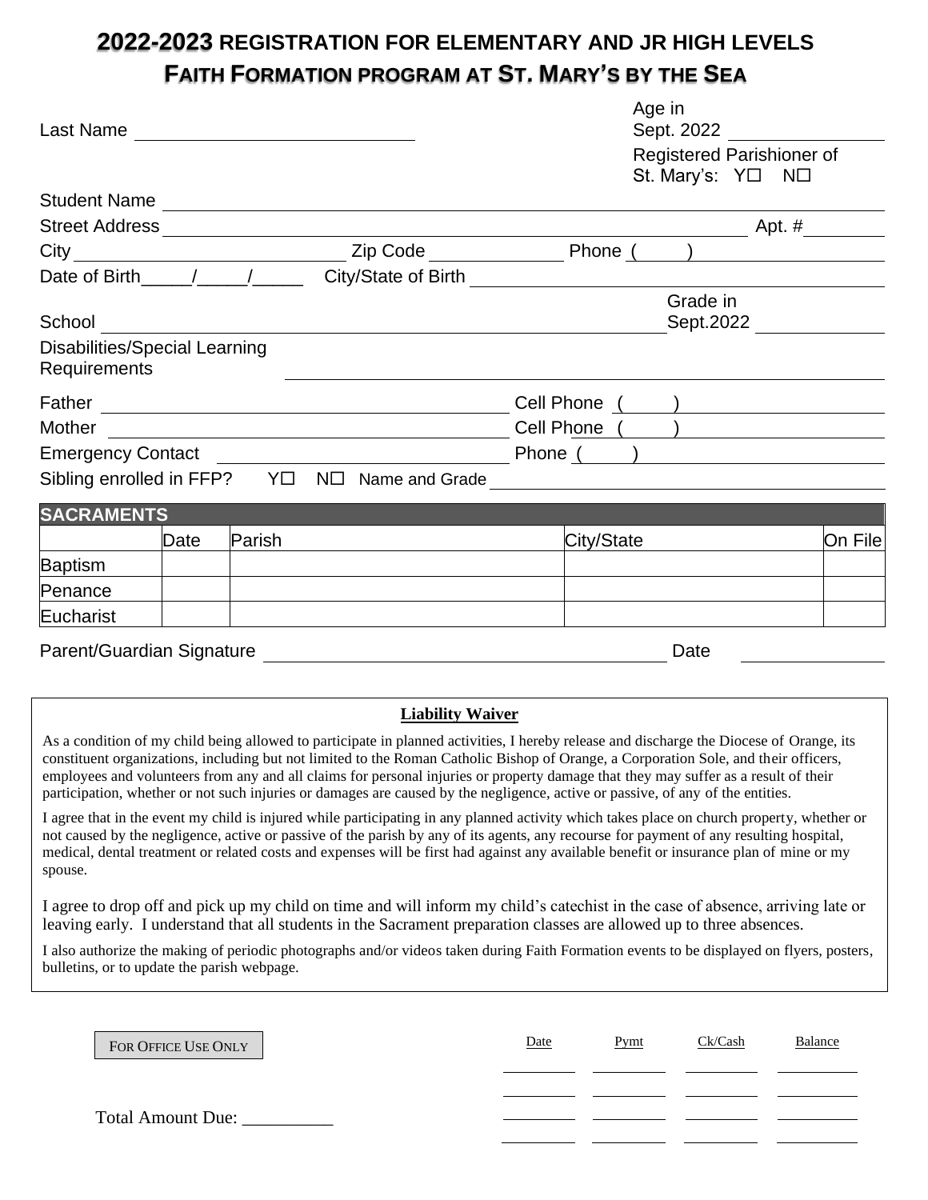# 2022-2023 REGISTRATION FOR ELEMENTARY AND JR HIGH LEVELS
## FAITH FORMATION PROGRAM AT ST. MARY'S BY THE SEA

Last Name ____________________________ Age in Sept. 2022 ______________

Registered Parishioner of St. Mary's: Y☐ N☐

Student Name ______________________________________________________________

Street Address _____________________________________________ Apt. # ________

City ____________________________ Zip Code ______________ Phone ( ) ____________________

Date of Birth_____/_____/_____ City/State of Birth ________________________________

School ______________________________________________ Grade in Sept.2022 ____________

Disabilities/Special Learning Requirements ____________________________________________

Father ________________________________________ Cell Phone ( ) ____________________

Mother ________________________________________ Cell Phone ( ) ____________________

Emergency Contact ______________________________ Phone ( ) ____________________

Sibling enrolled in FFP? Y☐ N☐ Name and Grade ________________________________

**SACRAMENTS**

| | Date | Parish | City/State | On File |
|---|---|---|---|---|
| Baptism | | | | |
| Penance | | | | |
| Eucharist | | | | |

Parent/Guardian Signature ________________________________________ Date ______________

**Liability Waiver**

As a condition of my child being allowed to participate in planned activities, I hereby release and discharge the Diocese of Orange, its constituent organizations, including but not limited to the Roman Catholic Bishop of Orange, a Corporation Sole, and their officers, employees and volunteers from any and all claims for personal injuries or property damage that they may suffer as a result of their participation, whether or not such injuries or damages are caused by the negligence, active or passive, of any of the entities.

I agree that in the event my child is injured while participating in any planned activity which takes place on church property, whether or not caused by the negligence, active or passive of the parish by any of its agents, any recourse for payment of any resulting hospital, medical, dental treatment or related costs and expenses will be first had against any available benefit or insurance plan of mine or my spouse.

I agree to drop off and pick up my child on time and will inform my child's catechist in the case of absence, arriving late or leaving early. I understand that all students in the Sacrament preparation classes are allowed up to three absences.

I also authorize the making of periodic photographs and/or videos taken during Faith Formation events to be displayed on flyers, posters, bulletins, or to update the parish webpage.

FOR OFFICE USE ONLY

Total Amount Due: __________

| Date | Pymt | Ck/Cash | Balance |
|---|---|---|---|
| | | | |
| | | | |
| | | | |
| | | | |